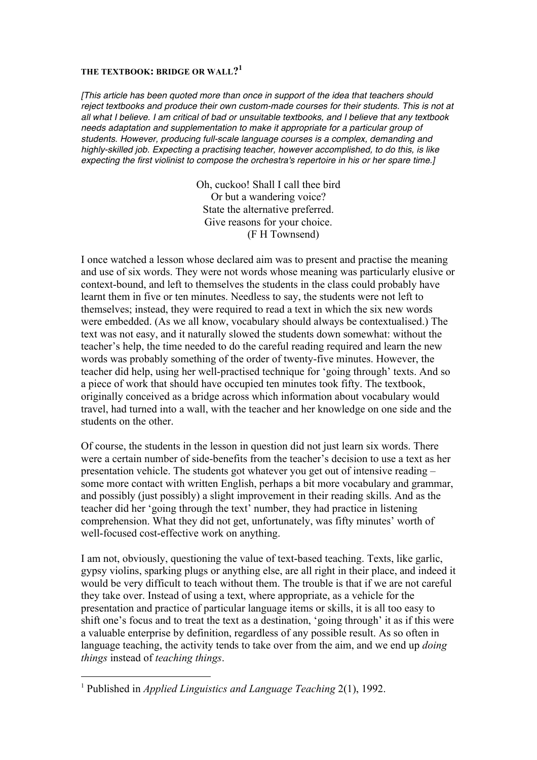# THE TEXTBOOK: BRIDGE OR WALL?[1]

*[This article has been quoted more than once in support of the idea that teachers should reject textbooks and produce their own custom-made courses for their students. This is not at all what I believe. I am critical of bad or unsuitable textbooks, and I believe that any textbook needs adaptation and supplementation to make it appropriate for a particular group of students. However, producing full-scale language courses is a complex, demanding and highly-skilled job. Expecting a practising teacher, however accomplished, to do this, is like expecting the first violinist to compose the orchestra's repertoire in his or her spare time.]*

> Oh, cuckoo! Shall I call thee bird
> Or but a wandering voice?
> State the alternative preferred.
> Give reasons for your choice.
> (F H Townsend)

I once watched a lesson whose declared aim was to present and practise the meaning and use of six words. They were not words whose meaning was particularly elusive or context-bound, and left to themselves the students in the class could probably have learnt them in five or ten minutes. Needless to say, the students were not left to themselves; instead, they were required to read a text in which the six new words were embedded. (As we all know, vocabulary should always be contextualised.) The text was not easy, and it naturally slowed the students down somewhat: without the teacher's help, the time needed to do the careful reading required and learn the new words was probably something of the order of twenty-five minutes. However, the teacher did help, using her well-practised technique for 'going through' texts. And so a piece of work that should have occupied ten minutes took fifty. The textbook, originally conceived as a bridge across which information about vocabulary would travel, had turned into a wall, with the teacher and her knowledge on one side and the students on the other.

Of course, the students in the lesson in question did not just learn six words. There were a certain number of side-benefits from the teacher's decision to use a text as her presentation vehicle. The students got whatever you get out of intensive reading – some more contact with written English, perhaps a bit more vocabulary and grammar, and possibly (just possibly) a slight improvement in their reading skills. And as the teacher did her 'going through the text' number, they had practice in listening comprehension. What they did not get, unfortunately, was fifty minutes' worth of well-focused cost-effective work on anything.

I am not, obviously, questioning the value of text-based teaching. Texts, like garlic, gypsy violins, sparking plugs or anything else, are all right in their place, and indeed it would be very difficult to teach without them. The trouble is that if we are not careful they take over. Instead of using a text, where appropriate, as a vehicle for the presentation and practice of particular language items or skills, it is all too easy to shift one's focus and to treat the text as a destination, 'going through' it as if this were a valuable enterprise by definition, regardless of any possible result. As so often in language teaching, the activity tends to take over from the aim, and we end up *doing things* instead of *teaching things*.

---

[1] Published in *Applied Linguistics and Language Teaching* 2(1), 1992.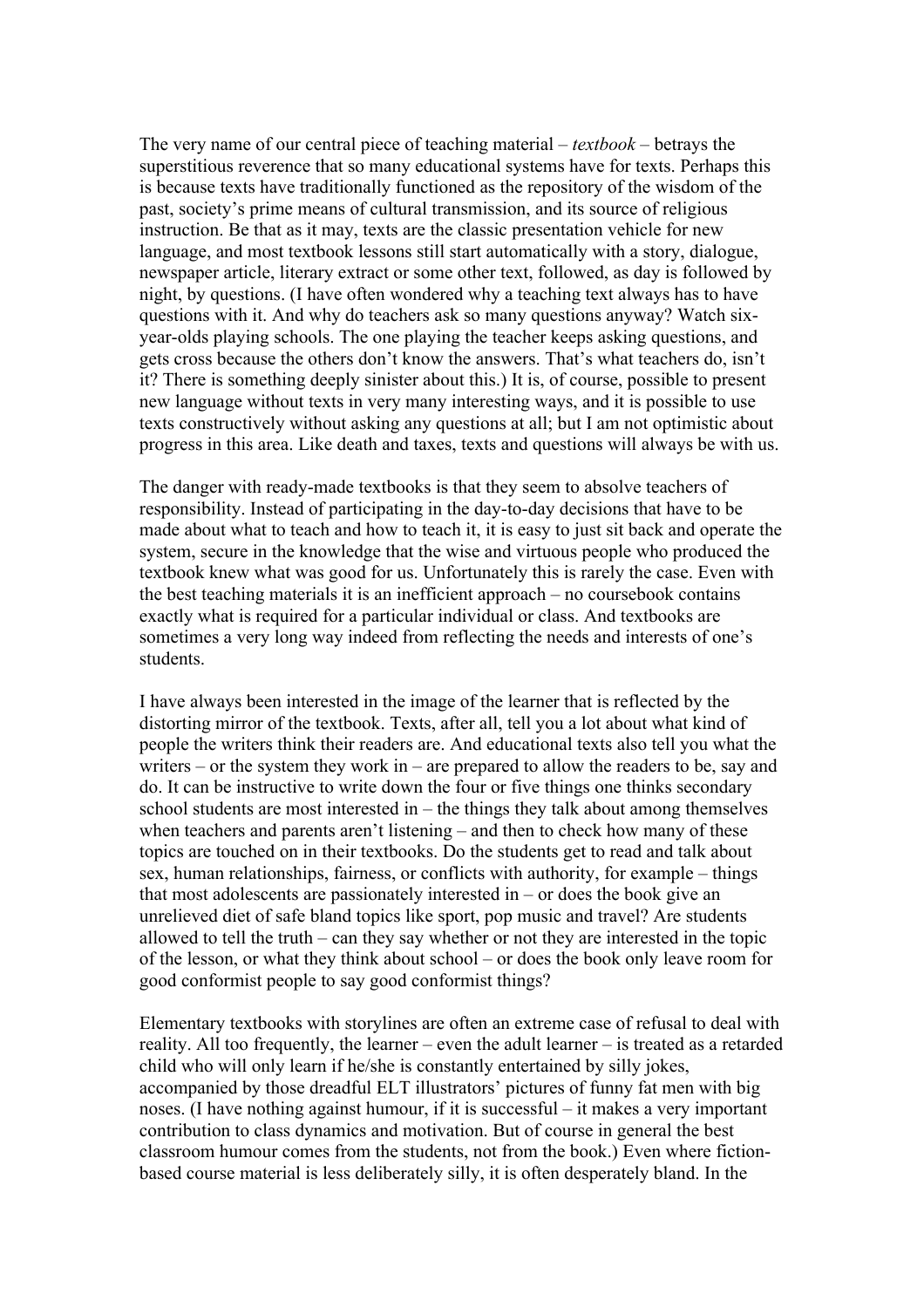The very name of our central piece of teaching material – *textbook* – betrays the superstitious reverence that so many educational systems have for texts. Perhaps this is because texts have traditionally functioned as the repository of the wisdom of the past, society's prime means of cultural transmission, and its source of religious instruction. Be that as it may, texts are the classic presentation vehicle for new language, and most textbook lessons still start automatically with a story, dialogue, newspaper article, literary extract or some other text, followed, as day is followed by night, by questions. (I have often wondered why a teaching text always has to have questions with it. And why do teachers ask so many questions anyway? Watch six-year-olds playing schools. The one playing the teacher keeps asking questions, and gets cross because the others don't know the answers. That's what teachers do, isn't it? There is something deeply sinister about this.) It is, of course, possible to present new language without texts in very many interesting ways, and it is possible to use texts constructively without asking any questions at all; but I am not optimistic about progress in this area. Like death and taxes, texts and questions will always be with us.

The danger with ready-made textbooks is that they seem to absolve teachers of responsibility. Instead of participating in the day-to-day decisions that have to be made about what to teach and how to teach it, it is easy to just sit back and operate the system, secure in the knowledge that the wise and virtuous people who produced the textbook knew what was good for us. Unfortunately this is rarely the case. Even with the best teaching materials it is an inefficient approach – no coursebook contains exactly what is required for a particular individual or class. And textbooks are sometimes a very long way indeed from reflecting the needs and interests of one's students.

I have always been interested in the image of the learner that is reflected by the distorting mirror of the textbook. Texts, after all, tell you a lot about what kind of people the writers think their readers are. And educational texts also tell you what the writers – or the system they work in – are prepared to allow the readers to be, say and do. It can be instructive to write down the four or five things one thinks secondary school students are most interested in – the things they talk about among themselves when teachers and parents aren't listening – and then to check how many of these topics are touched on in their textbooks. Do the students get to read and talk about sex, human relationships, fairness, or conflicts with authority, for example – things that most adolescents are passionately interested in – or does the book give an unrelieved diet of safe bland topics like sport, pop music and travel? Are students allowed to tell the truth – can they say whether or not they are interested in the topic of the lesson, or what they think about school – or does the book only leave room for good conformist people to say good conformist things?

Elementary textbooks with storylines are often an extreme case of refusal to deal with reality. All too frequently, the learner – even the adult learner – is treated as a retarded child who will only learn if he/she is constantly entertained by silly jokes, accompanied by those dreadful ELT illustrators' pictures of funny fat men with big noses. (I have nothing against humour, if it is successful – it makes a very important contribution to class dynamics and motivation. But of course in general the best classroom humour comes from the students, not from the book.) Even where fiction-based course material is less deliberately silly, it is often desperately bland. In the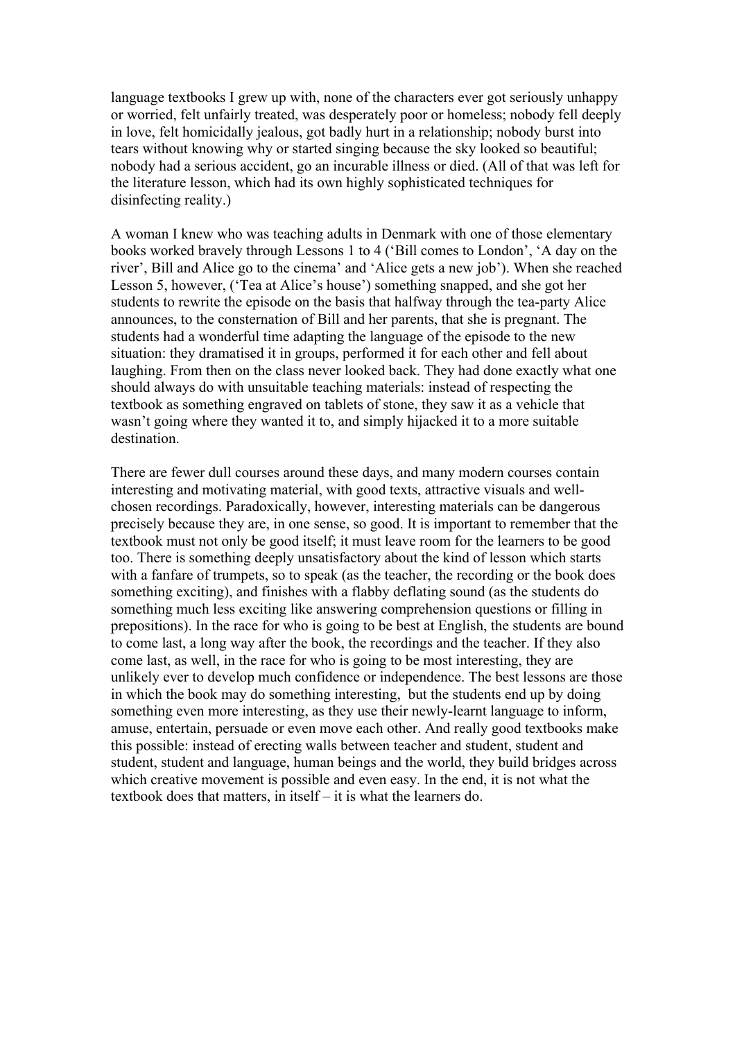language textbooks I grew up with, none of the characters ever got seriously unhappy or worried, felt unfairly treated, was desperately poor or homeless; nobody fell deeply in love, felt homicidally jealous, got badly hurt in a relationship; nobody burst into tears without knowing why or started singing because the sky looked so beautiful; nobody had a serious accident, go an incurable illness or died. (All of that was left for the literature lesson, which had its own highly sophisticated techniques for disinfecting reality.)

A woman I knew who was teaching adults in Denmark with one of those elementary books worked bravely through Lessons 1 to 4 ('Bill comes to London', 'A day on the river', Bill and Alice go to the cinema' and 'Alice gets a new job'). When she reached Lesson 5, however, ('Tea at Alice's house') something snapped, and she got her students to rewrite the episode on the basis that halfway through the tea-party Alice announces, to the consternation of Bill and her parents, that she is pregnant. The students had a wonderful time adapting the language of the episode to the new situation: they dramatised it in groups, performed it for each other and fell about laughing. From then on the class never looked back. They had done exactly what one should always do with unsuitable teaching materials: instead of respecting the textbook as something engraved on tablets of stone, they saw it as a vehicle that wasn't going where they wanted it to, and simply hijacked it to a more suitable destination.

There are fewer dull courses around these days, and many modern courses contain interesting and motivating material, with good texts, attractive visuals and well-chosen recordings. Paradoxically, however, interesting materials can be dangerous precisely because they are, in one sense, so good. It is important to remember that the textbook must not only be good itself; it must leave room for the learners to be good too. There is something deeply unsatisfactory about the kind of lesson which starts with a fanfare of trumpets, so to speak (as the teacher, the recording or the book does something exciting), and finishes with a flabby deflating sound (as the students do something much less exciting like answering comprehension questions or filling in prepositions). In the race for who is going to be best at English, the students are bound to come last, a long way after the book, the recordings and the teacher. If they also come last, as well, in the race for who is going to be most interesting, they are unlikely ever to develop much confidence or independence. The best lessons are those in which the book may do something interesting, but the students end up by doing something even more interesting, as they use their newly-learnt language to inform, amuse, entertain, persuade or even move each other. And really good textbooks make this possible: instead of erecting walls between teacher and student, student and student, student and language, human beings and the world, they build bridges across which creative movement is possible and even easy. In the end, it is not what the textbook does that matters, in itself – it is what the learners do.